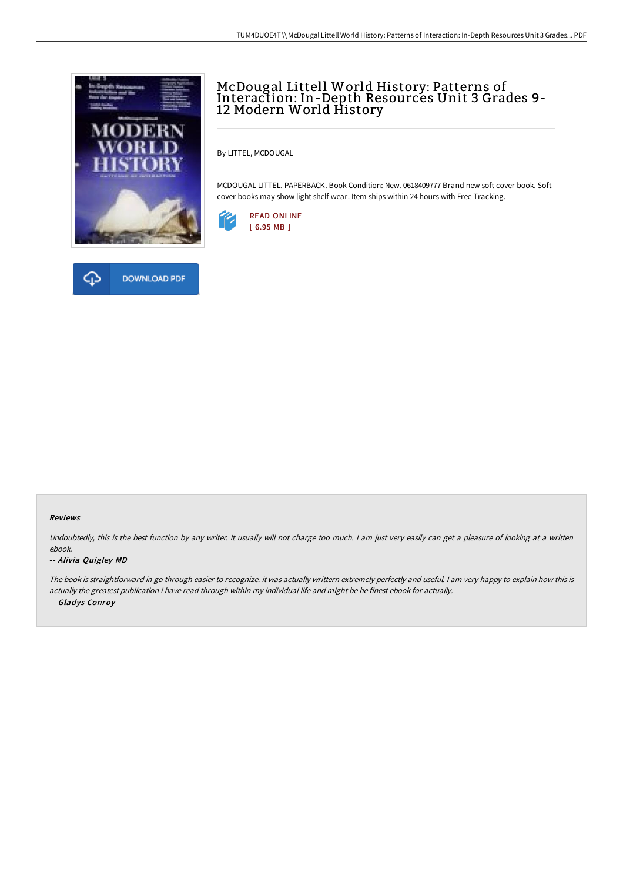# McDougal Littell World History: Patterns of Interaction: In-Depth Resources Unit 3 Grades 9-12 Modern World History

By LITTEL, MCDOUGAL

MCDOUGAL LITTEL. PAPERBACK. Book Condition: New. 0618409777 Brand new soft cover book. Soft cover books may show light shelf wear. Item ships within 24 hours with Free Tracking.

READ ONLINE
[ 6.95 MB ]

DOWNLOAD PDF

#### Reviews

*Undoubtedly, this is the best function by any writer. It usually will not charge too much. I am just very easily can get a pleasure of looking at a written ebook.*

-- ***Alivia Quigley MD***

*The book is straightforward in go through easier to recognize. it was actually writtern extremely perfectly and useful. I am very happy to explain how this is actually the greatest publication i have read through within my individual life and might be he finest ebook for actually.*

-- ***Gladys Conroy***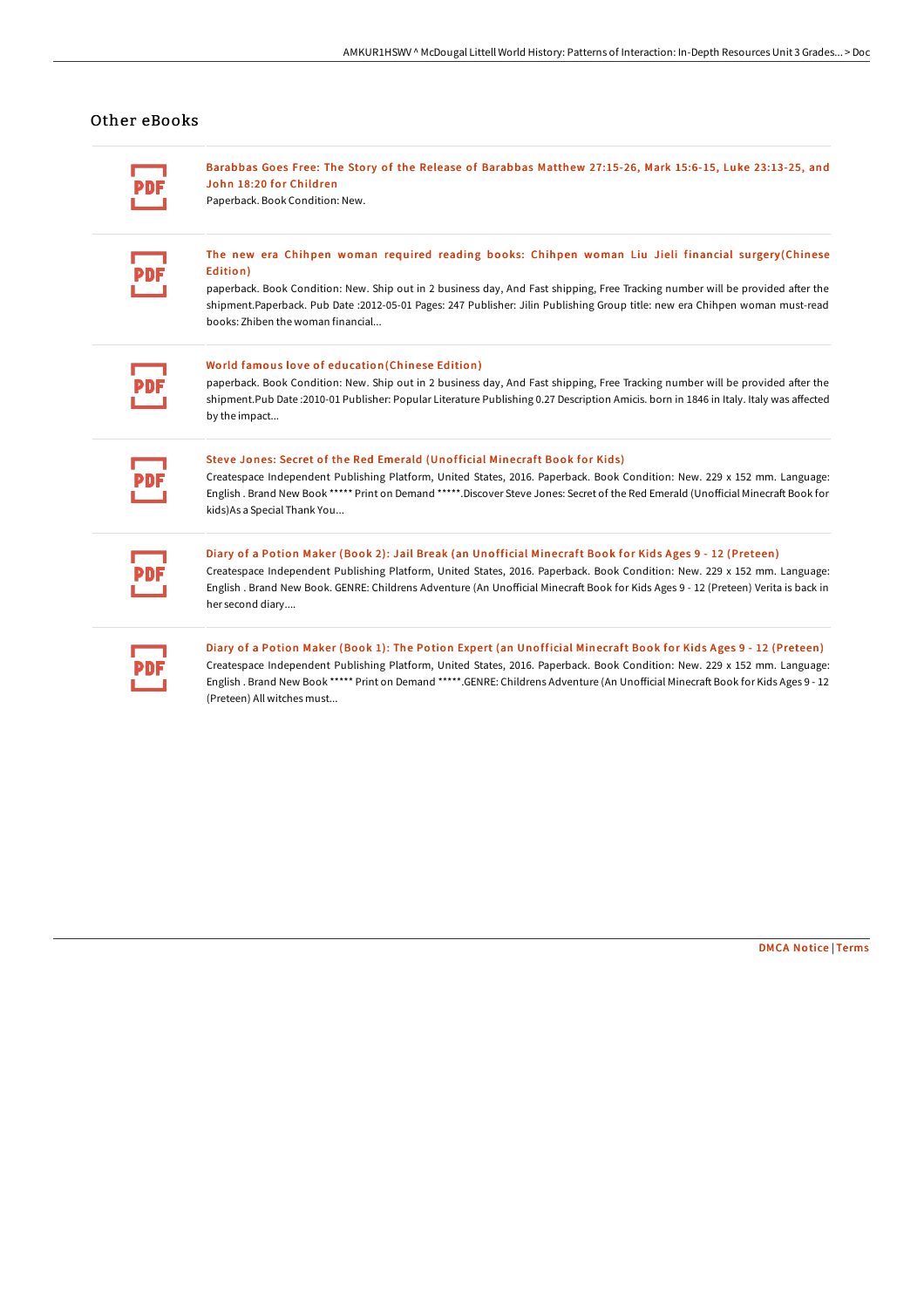## Other eBooks

**Barabbas Goes Free: The Story of the Release of Barabbas Matthew 27:15-26, Mark 15:6-15, Luke 23:13-25, and John 18:20 for Children**

Paperback. Book Condition: New.

**The new era Chihpen woman required reading books: Chihpen woman Liu Jieli financial surgery(Chinese Edition)**

paperback. Book Condition: New. Ship out in 2 business day, And Fast shipping, Free Tracking number will be provided after the shipment.Paperback. Pub Date :2012-05-01 Pages: 247 Publisher: Jilin Publishing Group title: new era Chihpen woman must-read books: Zhiben the woman financial...

**World famous love of education(Chinese Edition)**

paperback. Book Condition: New. Ship out in 2 business day, And Fast shipping, Free Tracking number will be provided after the shipment.Pub Date :2010-01 Publisher: Popular Literature Publishing 0.27 Description Amicis. born in 1846 in Italy. Italy was affected by the impact...

**Steve Jones: Secret of the Red Emerald (Unofficial Minecraft Book for Kids)**

Createspace Independent Publishing Platform, United States, 2016. Paperback. Book Condition: New. 229 x 152 mm. Language: English . Brand New Book ***** Print on Demand *****.Discover Steve Jones: Secret of the Red Emerald (Unofficial Minecraft Book for kids)As a Special Thank You...

**Diary of a Potion Maker (Book 2): Jail Break (an Unofficial Minecraft Book for Kids Ages 9 - 12 (Preteen)**

Createspace Independent Publishing Platform, United States, 2016. Paperback. Book Condition: New. 229 x 152 mm. Language: English . Brand New Book. GENRE: Childrens Adventure (An Unofficial Minecraft Book for Kids Ages 9 - 12 (Preteen) Verita is back in her second diary....

**Diary of a Potion Maker (Book 1): The Potion Expert (an Unofficial Minecraft Book for Kids Ages 9 - 12 (Preteen)**

Createspace Independent Publishing Platform, United States, 2016. Paperback. Book Condition: New. 229 x 152 mm. Language: English . Brand New Book ***** Print on Demand *****.GENRE: Childrens Adventure (An Unofficial Minecraft Book for Kids Ages 9 - 12 (Preteen) All witches must...